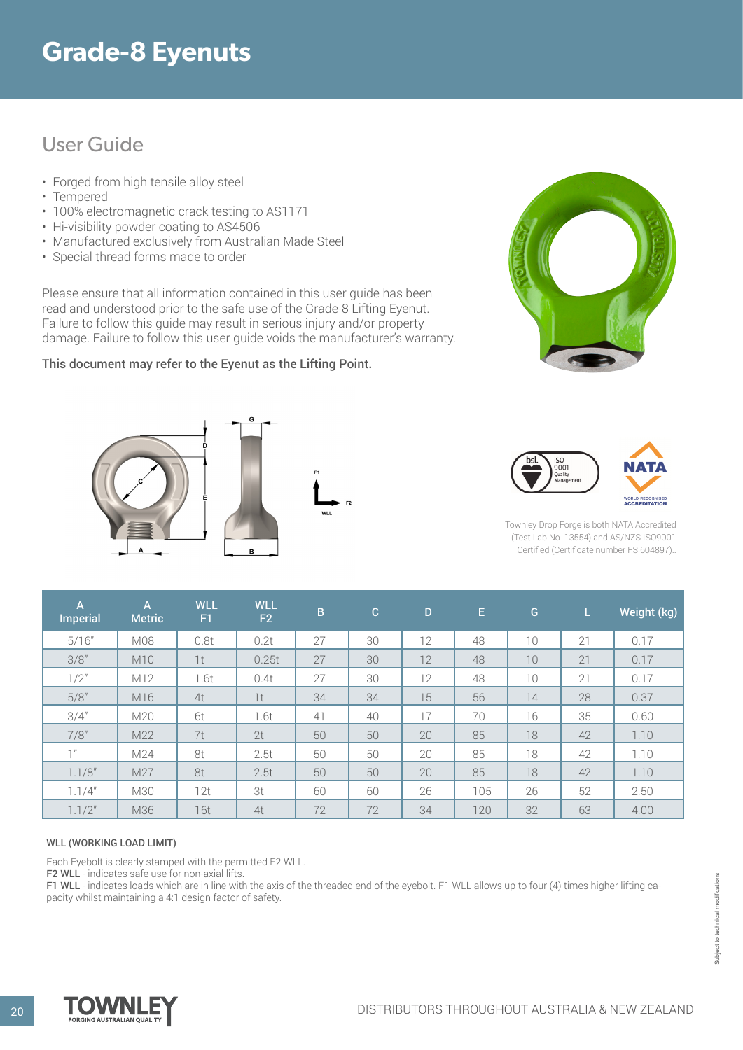# Grade-8 Eyenuts

## User Guide

- Forged from high tensile alloy steel
- Tempered
- 100% electromagnetic crack testing to AS1171
- Hi-visibility powder coating to AS4506
- Manufactured exclusively from Australian Made Steel
- Special thread forms made to order

Please ensure that all information contained in this user guide has been read and understood prior to the safe use of the Grade-8 Lifting Eyenut. Failure to follow this guide may result in serious injury and/or property damage. Failure to follow this user guide voids the manufacturer's warranty.

**This document may refer to the Eyenut as the Lifting Point.**

Townley Drop Forge is both NATA Accredited (Test Lab No. 13554) and AS/NZS ISO9001 Certified (Certificate number FS 604897).

| A Imperial | A Metric | WLL F1 | WLL F2 | B | C | D | E | G | L | Weight (kg) |
|---|---|---|---|---|---|---|---|---|---|---|
| 5/16" | M08 | 0.8t | 0.2t | 27 | 30 | 12 | 48 | 10 | 21 | 0.17 |
| 3/8" | M10 | 1t | 0.25t | 27 | 30 | 12 | 48 | 10 | 21 | 0.17 |
| 1/2" | M12 | 1.6t | 0.4t | 27 | 30 | 12 | 48 | 10 | 21 | 0.17 |
| 5/8" | M16 | 4t | 1t | 34 | 34 | 15 | 56 | 14 | 28 | 0.37 |
| 3/4" | M20 | 6t | 1.6t | 41 | 40 | 17 | 70 | 16 | 35 | 0.60 |
| 7/8" | M22 | 7t | 2t | 50 | 50 | 20 | 85 | 18 | 42 | 1.10 |
| 1" | M24 | 8t | 2.5t | 50 | 50 | 20 | 85 | 18 | 42 | 1.10 |
| 1.1/8" | M27 | 8t | 2.5t | 50 | 50 | 20 | 85 | 18 | 42 | 1.10 |
| 1.1/4" | M30 | 12t | 3t | 60 | 60 | 26 | 105 | 26 | 52 | 2.50 |
| 1.1/2" | M36 | 16t | 4t | 72 | 72 | 34 | 120 | 32 | 63 | 4.00 |

WLL (WORKING LOAD LIMIT)

Each Eyebolt is clearly stamped with the permitted F2 WLL.

**F2 WLL** - indicates safe use for non-axial lifts.

**F1 WLL** - indicates loads which are in line with the axis of the threaded end of the eyebolt. F1 WLL allows up to four (4) times higher lifting capacity whilst maintaining a 4:1 design factor of safety.

Subject to technical modifications

DISTRIBUTORS THROUGHOUT AUSTRALIA & NEW ZEALAND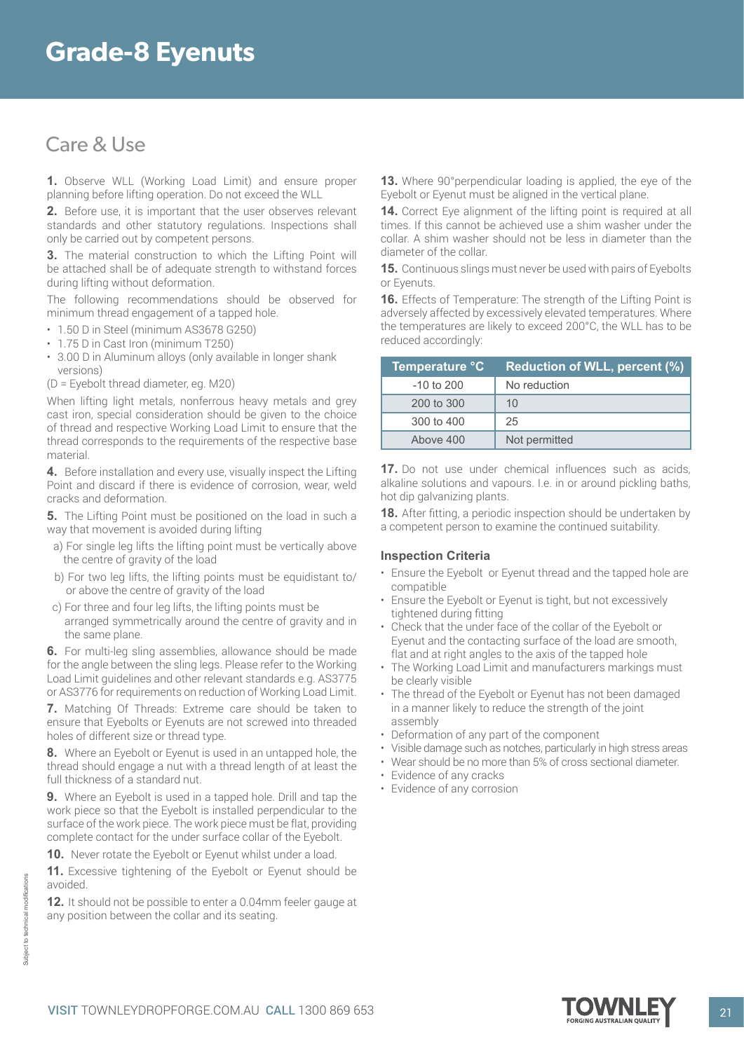# Grade-8 Eyenuts

## Care & Use

**1.** Observe WLL (Working Load Limit) and ensure proper planning before lifting operation. Do not exceed the WLL

**2.** Before use, it is important that the user observes relevant standards and other statutory regulations. Inspections shall only be carried out by competent persons.

**3.** The material construction to which the Lifting Point will be attached shall be of adequate strength to withstand forces during lifting without deformation.

The following recommendations should be observed for minimum thread engagement of a tapped hole.

- 1.50 D in Steel (minimum AS3678 G250)
- 1.75 D in Cast Iron (minimum T250)
- 3.00 D in Aluminum alloys (only available in longer shank versions)

(D = Eyebolt thread diameter, eg. M20)

When lifting light metals, nonferrous heavy metals and grey cast iron, special consideration should be given to the choice of thread and respective Working Load Limit to ensure that the thread corresponds to the requirements of the respective base material.

**4.** Before installation and every use, visually inspect the Lifting Point and discard if there is evidence of corrosion, wear, weld cracks and deformation.

**5.** The Lifting Point must be positioned on the load in such a way that movement is avoided during lifting

a) For single leg lifts the lifting point must be vertically above the centre of gravity of the load

b) For two leg lifts, the lifting points must be equidistant to/ or above the centre of gravity of the load

c) For three and four leg lifts, the lifting points must be arranged symmetrically around the centre of gravity and in the same plane.

**6.** For multi-leg sling assemblies, allowance should be made for the angle between the sling legs. Please refer to the Working Load Limit guidelines and other relevant standards e.g. AS3775 or AS3776 for requirements on reduction of Working Load Limit.

**7.** Matching Of Threads: Extreme care should be taken to ensure that Eyebolts or Eyenuts are not screwed into threaded holes of different size or thread type.

**8.** Where an Eyebolt or Eyenut is used in an untapped hole, the thread should engage a nut with a thread length of at least the full thickness of a standard nut.

**9.** Where an Eyebolt is used in a tapped hole. Drill and tap the work piece so that the Eyebolt is installed perpendicular to the surface of the work piece. The work piece must be flat, providing complete contact for the under surface collar of the Eyebolt.

**10.** Never rotate the Eyebolt or Eyenut whilst under a load.

**11.** Excessive tightening of the Eyebolt or Eyenut should be avoided.

**12.** It should not be possible to enter a 0.04mm feeler gauge at any position between the collar and its seating.

**13.** Where 90°perpendicular loading is applied, the eye of the Eyebolt or Eyenut must be aligned in the vertical plane.

**14.** Correct Eye alignment of the lifting point is required at all times. If this cannot be achieved use a shim washer under the collar. A shim washer should not be less in diameter than the diameter of the collar.

**15.** Continuous slings must never be used with pairs of Eyebolts or Eyenuts.

**16.** Effects of Temperature: The strength of the Lifting Point is adversely affected by excessively elevated temperatures. Where the temperatures are likely to exceed 200°C, the WLL has to be reduced accordingly:

| Temperature °C | Reduction of WLL, percent (%) |
|---|---|
| -10 to 200 | No reduction |
| 200 to 300 | 10 |
| 300 to 400 | 25 |
| Above 400 | Not permitted |

**17.** Do not use under chemical influences such as acids, alkaline solutions and vapours. I.e. in or around pickling baths, hot dip galvanizing plants.

**18.** After fitting, a periodic inspection should be undertaken by a competent person to examine the continued suitability.

### Inspection Criteria

- Ensure the Eyebolt or Eyenut thread and the tapped hole are compatible
- Ensure the Eyebolt or Eyenut is tight, but not excessively tightened during fitting
- Check that the under face of the collar of the Eyebolt or Eyenut and the contacting surface of the load are smooth, flat and at right angles to the axis of the tapped hole
- The Working Load Limit and manufacturers markings must be clearly visible
- The thread of the Eyebolt or Eyenut has not been damaged in a manner likely to reduce the strength of the joint assembly
- Deformation of any part of the component
- Visible damage such as notches, particularly in high stress areas
- Wear should be no more than 5% of cross sectional diameter.
- Evidence of any cracks
- Evidence of any corrosion